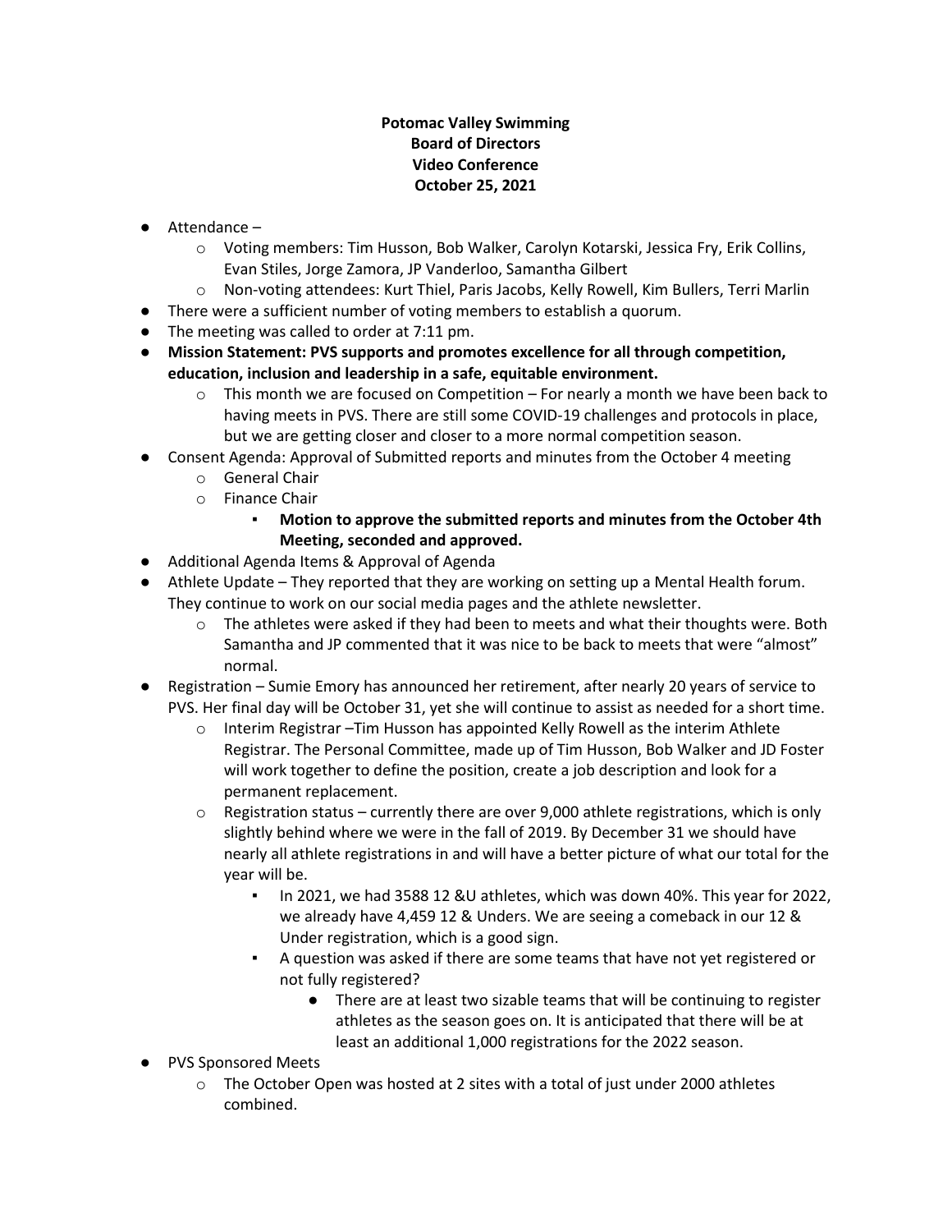**Potomac Valley Swimming**
**Board of Directors**
**Video Conference**
**October 25, 2021**

- Attendance –
  - Voting members: Tim Husson, Bob Walker, Carolyn Kotarski, Jessica Fry, Erik Collins, Evan Stiles, Jorge Zamora, JP Vanderloo, Samantha Gilbert
  - Non-voting attendees: Kurt Thiel, Paris Jacobs, Kelly Rowell, Kim Bullers, Terri Marlin
- There were a sufficient number of voting members to establish a quorum.
- The meeting was called to order at 7:11 pm.
- **Mission Statement: PVS supports and promotes excellence for all through competition, education, inclusion and leadership in a safe, equitable environment.**
  - This month we are focused on Competition – For nearly a month we have been back to having meets in PVS. There are still some COVID-19 challenges and protocols in place, but we are getting closer and closer to a more normal competition season.
- Consent Agenda: Approval of Submitted reports and minutes from the October 4 meeting
  - General Chair
  - Finance Chair
    - **Motion to approve the submitted reports and minutes from the October 4th Meeting, seconded and approved.**
- Additional Agenda Items & Approval of Agenda
- Athlete Update – They reported that they are working on setting up a Mental Health forum. They continue to work on our social media pages and the athlete newsletter.
  - The athletes were asked if they had been to meets and what their thoughts were. Both Samantha and JP commented that it was nice to be back to meets that were "almost" normal.
- Registration – Sumie Emory has announced her retirement, after nearly 20 years of service to PVS. Her final day will be October 31, yet she will continue to assist as needed for a short time.
  - Interim Registrar –Tim Husson has appointed Kelly Rowell as the interim Athlete Registrar. The Personal Committee, made up of Tim Husson, Bob Walker and JD Foster will work together to define the position, create a job description and look for a permanent replacement.
  - Registration status – currently there are over 9,000 athlete registrations, which is only slightly behind where we were in the fall of 2019. By December 31 we should have nearly all athlete registrations in and will have a better picture of what our total for the year will be.
    - In 2021, we had 3588 12 &U athletes, which was down 40%. This year for 2022, we already have 4,459 12 & Unders. We are seeing a comeback in our 12 & Under registration, which is a good sign.
    - A question was asked if there are some teams that have not yet registered or not fully registered?
      - There are at least two sizable teams that will be continuing to register athletes as the season goes on. It is anticipated that there will be at least an additional 1,000 registrations for the 2022 season.
- PVS Sponsored Meets
  - The October Open was hosted at 2 sites with a total of just under 2000 athletes combined.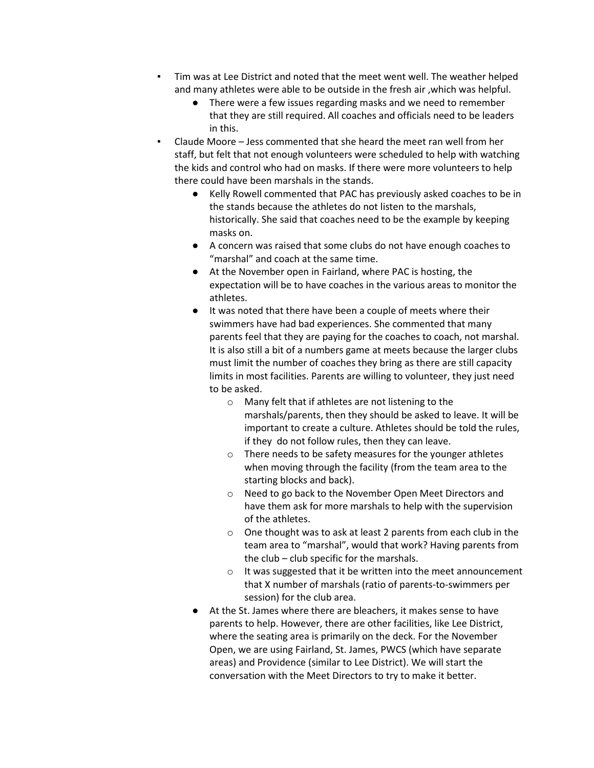- Tim was at Lee District and noted that the meet went well. The weather helped and many athletes were able to be outside in the fresh air ,which was helpful.
  - There were a few issues regarding masks and we need to remember that they are still required. All coaches and officials need to be leaders in this.
- Claude Moore – Jess commented that she heard the meet ran well from her staff, but felt that not enough volunteers were scheduled to help with watching the kids and control who had on masks. If there were more volunteers to help there could have been marshals in the stands.
  - Kelly Rowell commented that PAC has previously asked coaches to be in the stands because the athletes do not listen to the marshals, historically. She said that coaches need to be the example by keeping masks on.
  - A concern was raised that some clubs do not have enough coaches to "marshal" and coach at the same time.
  - At the November open in Fairland, where PAC is hosting, the expectation will be to have coaches in the various areas to monitor the athletes.
  - It was noted that there have been a couple of meets where their swimmers have had bad experiences. She commented that many parents feel that they are paying for the coaches to coach, not marshal. It is also still a bit of a numbers game at meets because the larger clubs must limit the number of coaches they bring as there are still capacity limits in most facilities. Parents are willing to volunteer, they just need to be asked.
    - Many felt that if athletes are not listening to the marshals/parents, then they should be asked to leave. It will be important to create a culture. Athletes should be told the rules, if they do not follow rules, then they can leave.
    - There needs to be safety measures for the younger athletes when moving through the facility (from the team area to the starting blocks and back).
    - Need to go back to the November Open Meet Directors and have them ask for more marshals to help with the supervision of the athletes.
    - One thought was to ask at least 2 parents from each club in the team area to "marshal", would that work? Having parents from the club – club specific for the marshals.
    - It was suggested that it be written into the meet announcement that X number of marshals (ratio of parents-to-swimmers per session) for the club area.
  - At the St. James where there are bleachers, it makes sense to have parents to help. However, there are other facilities, like Lee District, where the seating area is primarily on the deck. For the November Open, we are using Fairland, St. James, PWCS (which have separate areas) and Providence (similar to Lee District). We will start the conversation with the Meet Directors to try to make it better.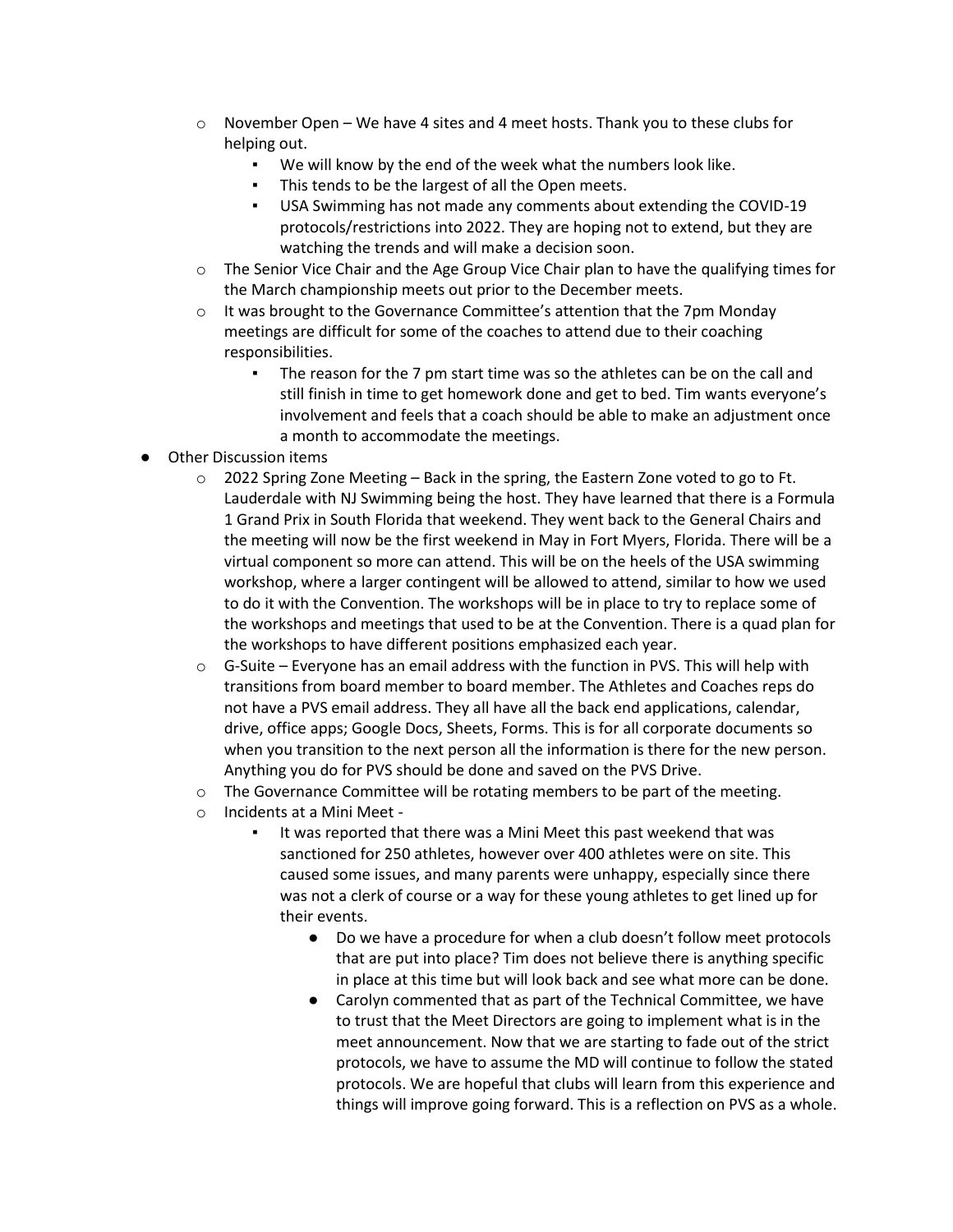- November Open – We have 4 sites and 4 meet hosts. Thank you to these clubs for helping out.
        - We will know by the end of the week what the numbers look like.
        - This tends to be the largest of all the Open meets.
        - USA Swimming has not made any comments about extending the COVID-19 protocols/restrictions into 2022. They are hoping not to extend, but they are watching the trends and will make a decision soon.
    - The Senior Vice Chair and the Age Group Vice Chair plan to have the qualifying times for the March championship meets out prior to the December meets.
    - It was brought to the Governance Committee's attention that the 7pm Monday meetings are difficult for some of the coaches to attend due to their coaching responsibilities.
        - The reason for the 7 pm start time was so the athletes can be on the call and still finish in time to get homework done and get to bed. Tim wants everyone's involvement and feels that a coach should be able to make an adjustment once a month to accommodate the meetings.
- Other Discussion items
    - 2022 Spring Zone Meeting – Back in the spring, the Eastern Zone voted to go to Ft. Lauderdale with NJ Swimming being the host. They have learned that there is a Formula 1 Grand Prix in South Florida that weekend. They went back to the General Chairs and the meeting will now be the first weekend in May in Fort Myers, Florida. There will be a virtual component so more can attend. This will be on the heels of the USA swimming workshop, where a larger contingent will be allowed to attend, similar to how we used to do it with the Convention. The workshops will be in place to try to replace some of the workshops and meetings that used to be at the Convention. There is a quad plan for the workshops to have different positions emphasized each year.
    - G-Suite – Everyone has an email address with the function in PVS. This will help with transitions from board member to board member. The Athletes and Coaches reps do not have a PVS email address. They all have all the back end applications, calendar, drive, office apps; Google Docs, Sheets, Forms. This is for all corporate documents so when you transition to the next person all the information is there for the new person. Anything you do for PVS should be done and saved on the PVS Drive.
    - The Governance Committee will be rotating members to be part of the meeting.
    - Incidents at a Mini Meet -
        - It was reported that there was a Mini Meet this past weekend that was sanctioned for 250 athletes, however over 400 athletes were on site. This caused some issues, and many parents were unhappy, especially since there was not a clerk of course or a way for these young athletes to get lined up for their events.
            - Do we have a procedure for when a club doesn't follow meet protocols that are put into place? Tim does not believe there is anything specific in place at this time but will look back and see what more can be done.
            - Carolyn commented that as part of the Technical Committee, we have to trust that the Meet Directors are going to implement what is in the meet announcement. Now that we are starting to fade out of the strict protocols, we have to assume the MD will continue to follow the stated protocols. We are hopeful that clubs will learn from this experience and things will improve going forward. This is a reflection on PVS as a whole.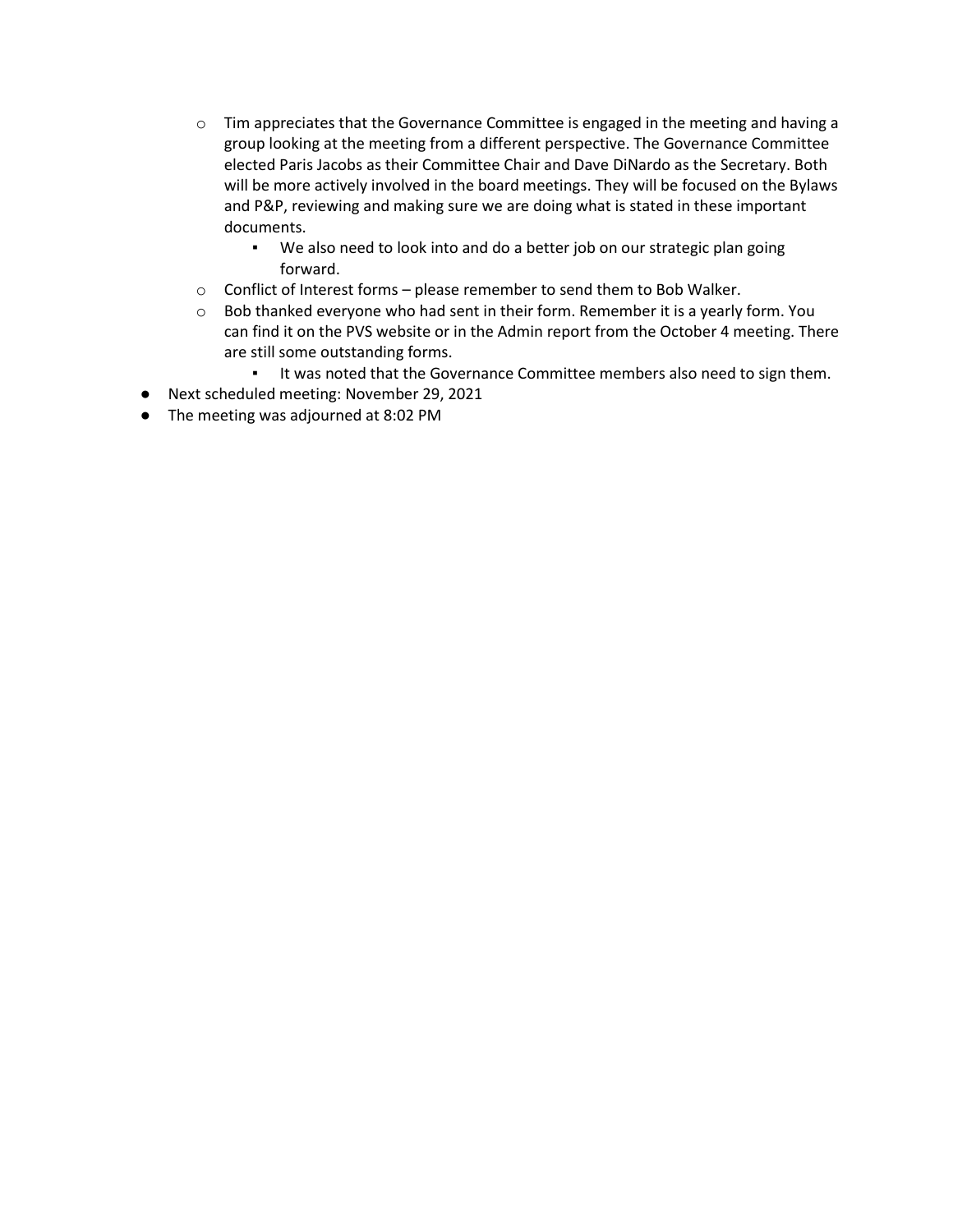- Tim appreciates that the Governance Committee is engaged in the meeting and having a group looking at the meeting from a different perspective. The Governance Committee elected Paris Jacobs as their Committee Chair and Dave DiNardo as the Secretary. Both will be more actively involved in the board meetings. They will be focused on the Bylaws and P&P, reviewing and making sure we are doing what is stated in these important documents.
  - We also need to look into and do a better job on our strategic plan going forward.
- Conflict of Interest forms – please remember to send them to Bob Walker.
- Bob thanked everyone who had sent in their form. Remember it is a yearly form. You can find it on the PVS website or in the Admin report from the October 4 meeting. There are still some outstanding forms.
  - It was noted that the Governance Committee members also need to sign them.

- Next scheduled meeting: November 29, 2021
- The meeting was adjourned at 8:02 PM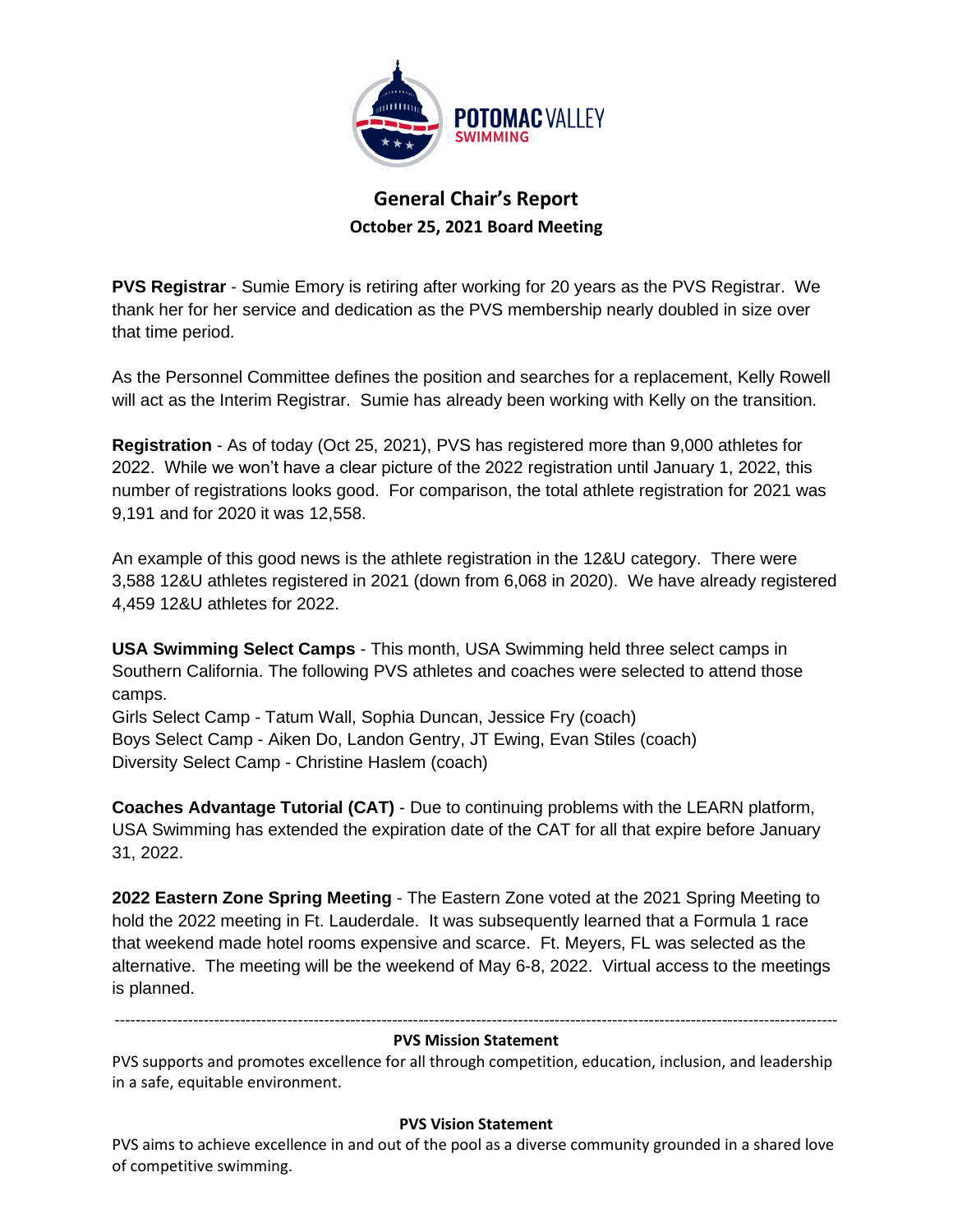# General Chair's Report

## October 25, 2021 Board Meeting

**PVS Registrar** - Sumie Emory is retiring after working for 20 years as the PVS Registrar. We thank her for her service and dedication as the PVS membership nearly doubled in size over that time period.

As the Personnel Committee defines the position and searches for a replacement, Kelly Rowell will act as the Interim Registrar. Sumie has already been working with Kelly on the transition.

**Registration** - As of today (Oct 25, 2021), PVS has registered more than 9,000 athletes for 2022. While we won't have a clear picture of the 2022 registration until January 1, 2022, this number of registrations looks good. For comparison, the total athlete registration for 2021 was 9,191 and for 2020 it was 12,558.

An example of this good news is the athlete registration in the 12&U category. There were 3,588 12&U athletes registered in 2021 (down from 6,068 in 2020). We have already registered 4,459 12&U athletes for 2022.

**USA Swimming Select Camps** - This month, USA Swimming held three select camps in Southern California. The following PVS athletes and coaches were selected to attend those camps.
Girls Select Camp - Tatum Wall, Sophia Duncan, Jessice Fry (coach)
Boys Select Camp - Aiken Do, Landon Gentry, JT Ewing, Evan Stiles (coach)
Diversity Select Camp - Christine Haslem (coach)

**Coaches Advantage Tutorial (CAT)** - Due to continuing problems with the LEARN platform, USA Swimming has extended the expiration date of the CAT for all that expire before January 31, 2022.

**2022 Eastern Zone Spring Meeting** - The Eastern Zone voted at the 2021 Spring Meeting to hold the 2022 meeting in Ft. Lauderdale. It was subsequently learned that a Formula 1 race that weekend made hotel rooms expensive and scarce. Ft. Meyers, FL was selected as the alternative. The meeting will be the weekend of May 6-8, 2022. Virtual access to the meetings is planned.

---

**PVS Mission Statement**

PVS supports and promotes excellence for all through competition, education, inclusion, and leadership in a safe, equitable environment.

**PVS Vision Statement**

PVS aims to achieve excellence in and out of the pool as a diverse community grounded in a shared love of competitive swimming.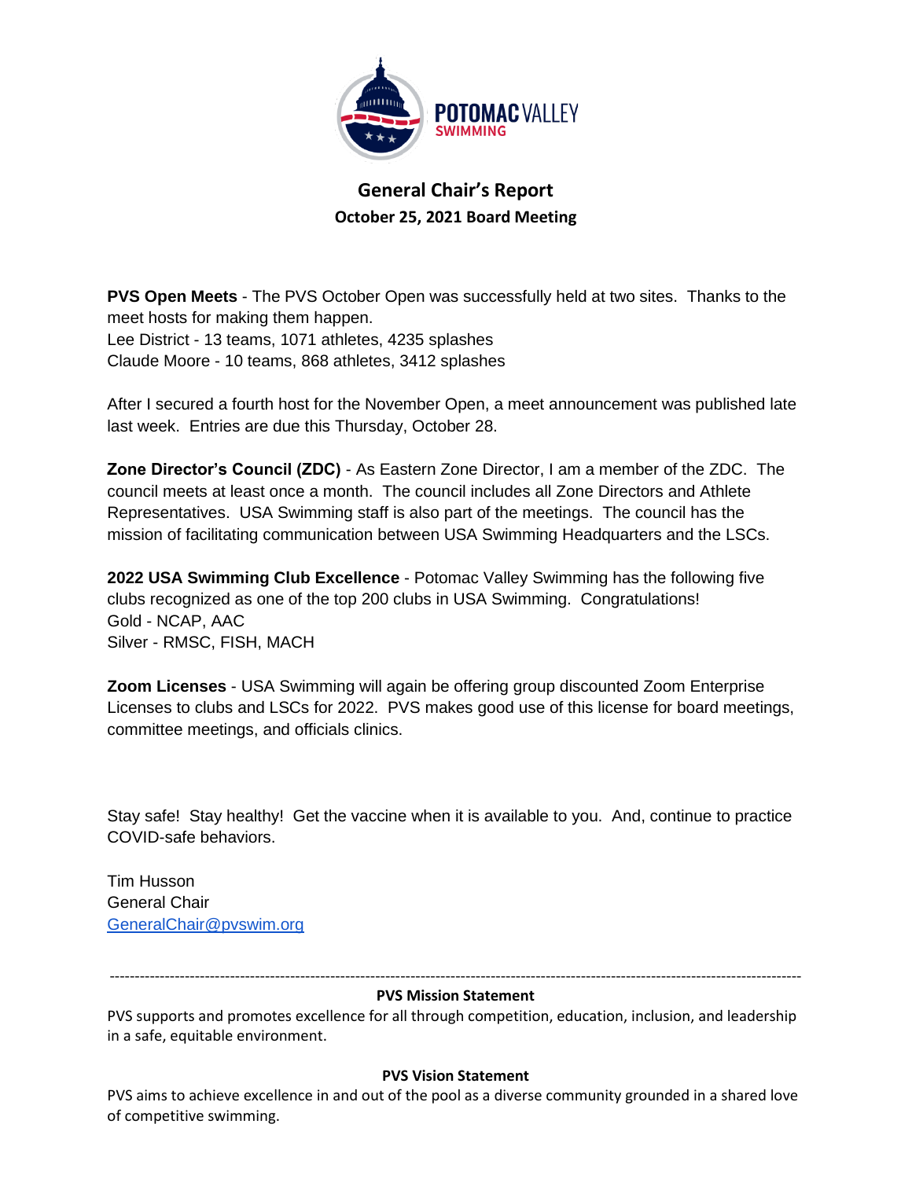# General Chair's Report

## October 25, 2021 Board Meeting

**PVS Open Meets** - The PVS October Open was successfully held at two sites. Thanks to the meet hosts for making them happen.
Lee District - 13 teams, 1071 athletes, 4235 splashes
Claude Moore - 10 teams, 868 athletes, 3412 splashes

After I secured a fourth host for the November Open, a meet announcement was published late last week. Entries are due this Thursday, October 28.

**Zone Director's Council (ZDC)** - As Eastern Zone Director, I am a member of the ZDC. The council meets at least once a month. The council includes all Zone Directors and Athlete Representatives. USA Swimming staff is also part of the meetings. The council has the mission of facilitating communication between USA Swimming Headquarters and the LSCs.

**2022 USA Swimming Club Excellence** - Potomac Valley Swimming has the following five clubs recognized as one of the top 200 clubs in USA Swimming. Congratulations!
Gold - NCAP, AAC
Silver - RMSC, FISH, MACH

**Zoom Licenses** - USA Swimming will again be offering group discounted Zoom Enterprise Licenses to clubs and LSCs for 2022. PVS makes good use of this license for board meetings, committee meetings, and officials clinics.

Stay safe! Stay healthy! Get the vaccine when it is available to you. And, continue to practice COVID-safe behaviors.

Tim Husson
General Chair
GeneralChair@pvswim.org

---

**PVS Mission Statement**

PVS supports and promotes excellence for all through competition, education, inclusion, and leadership in a safe, equitable environment.

**PVS Vision Statement**

PVS aims to achieve excellence in and out of the pool as a diverse community grounded in a shared love of competitive swimming.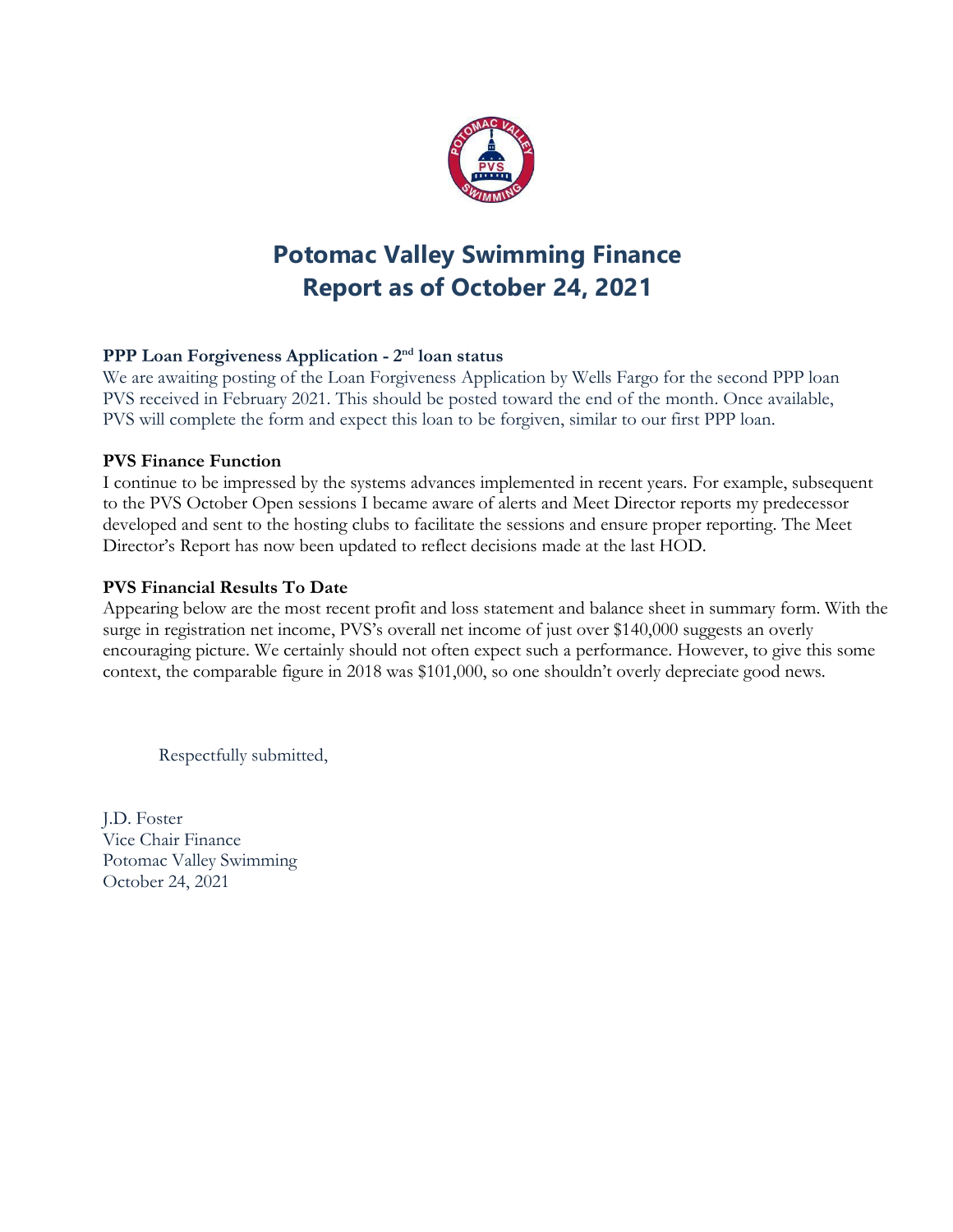# Potomac Valley Swimming Finance Report as of October 24, 2021

**PPP Loan Forgiveness Application - 2nd loan status**

We are awaiting posting of the Loan Forgiveness Application by Wells Fargo for the second PPP loan PVS received in February 2021. This should be posted toward the end of the month. Once available, PVS will complete the form and expect this loan to be forgiven, similar to our first PPP loan.

**PVS Finance Function**

I continue to be impressed by the systems advances implemented in recent years. For example, subsequent to the PVS October Open sessions I became aware of alerts and Meet Director reports my predecessor developed and sent to the hosting clubs to facilitate the sessions and ensure proper reporting. The Meet Director's Report has now been updated to reflect decisions made at the last HOD.

**PVS Financial Results To Date**

Appearing below are the most recent profit and loss statement and balance sheet in summary form. With the surge in registration net income, PVS's overall net income of just over $140,000 suggests an overly encouraging picture. We certainly should not often expect such a performance. However, to give this some context, the comparable figure in 2018 was $101,000, so one shouldn't overly depreciate good news.

Respectfully submitted,

J.D. Foster
Vice Chair Finance
Potomac Valley Swimming
October 24, 2021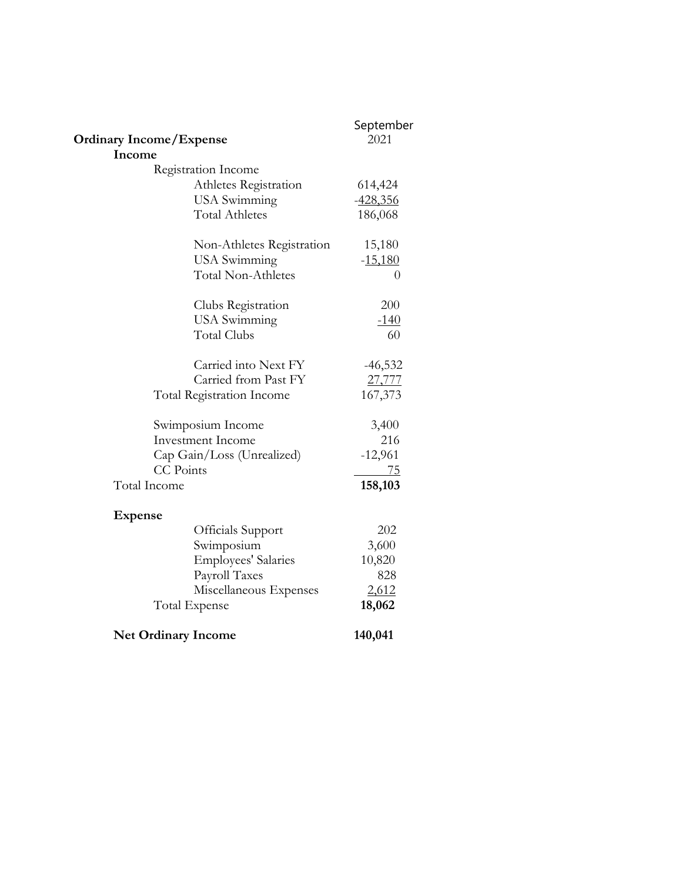| | September 2021 |
|---|---|
| **Ordinary Income/Expense** | |
| **Income** | |
| Registration Income | |
| Athletes Registration | 614,424 |
| USA Swimming | -428,356 |
| Total Athletes | 186,068 |
| | |
| Non-Athletes Registration | 15,180 |
| USA Swimming | -15,180 |
| Total Non-Athletes | 0 |
| | |
| Clubs Registration | 200 |
| USA Swimming | -140 |
| Total Clubs | 60 |
| | |
| Carried into Next FY | -46,532 |
| Carried from Past FY | 27,777 |
| Total Registration Income | 167,373 |
| | |
| Swimposium Income | 3,400 |
| Investment Income | 216 |
| Cap Gain/Loss (Unrealized) | -12,961 |
| CC Points | 75 |
| Total Income | **158,103** |
| | |
| **Expense** | |
| Officials Support | 202 |
| Swimposium | 3,600 |
| Employees' Salaries | 10,820 |
| Payroll Taxes | 828 |
| Miscellaneous Expenses | 2,612 |
| Total Expense | **18,062** |
| | |
| **Net Ordinary Income** | **140,041** |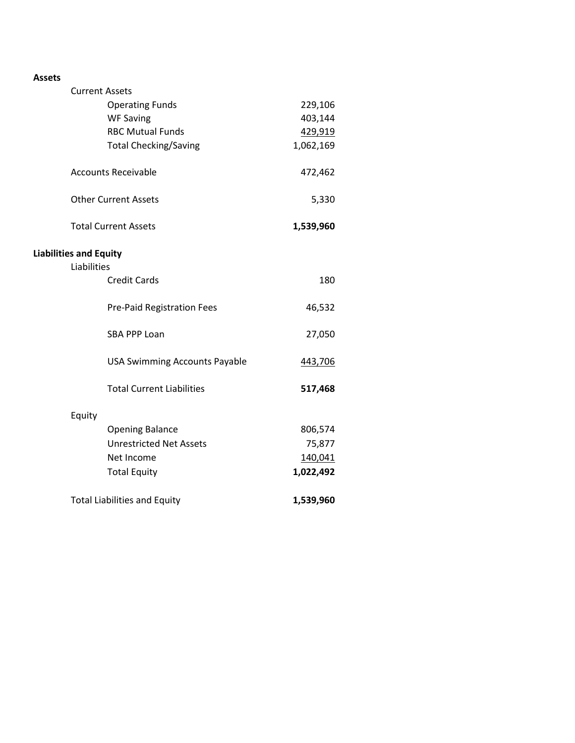| | | |
|---|---|---|
| **Assets** | | |
| Current Assets | | |
| | Operating Funds | 229,106 |
| | WF Saving | 403,144 |
| | RBC Mutual Funds | 429,919 |
| | Total Checking/Saving | 1,062,169 |
| Accounts Receivable | | 472,462 |
| Other Current Assets | | 5,330 |
| Total Current Assets | | **1,539,960** |
| **Liabilities and Equity** | | |
| Liabilities | | |
| | Credit Cards | 180 |
| | Pre-Paid Registration Fees | 46,532 |
| | SBA PPP Loan | 27,050 |
| | USA Swimming Accounts Payable | 443,706 |
| | Total Current Liabilities | **517,468** |
| Equity | | |
| | Opening Balance | 806,574 |
| | Unrestricted Net Assets | 75,877 |
| | Net Income | 140,041 |
| | Total Equity | **1,022,492** |
| Total Liabilities and Equity | | **1,539,960** |